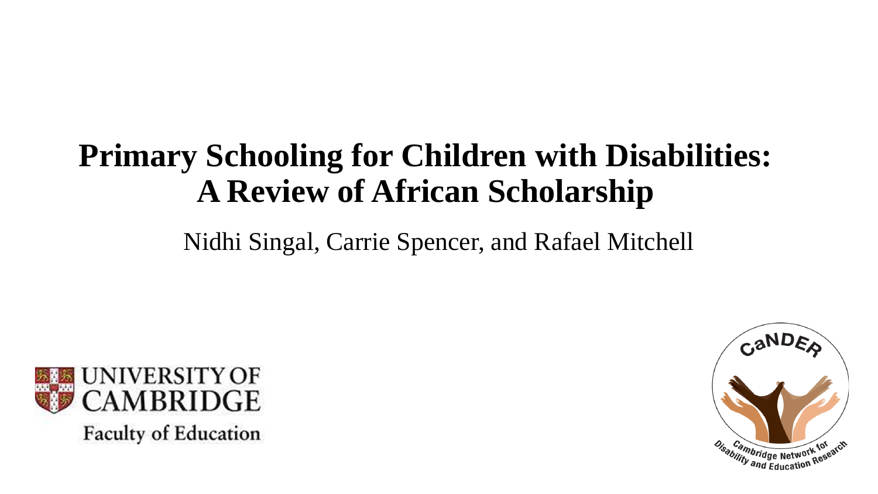# Primary Schooling for Children with Disabilities: A Review of African Scholarship

Nidhi Singal, Carrie Spencer, and Rafael Mitchell

UNIVERSITY OF CAMBRIDGE
Faculty of Education

CaNDER
Cambridge Network for Disability and Education Research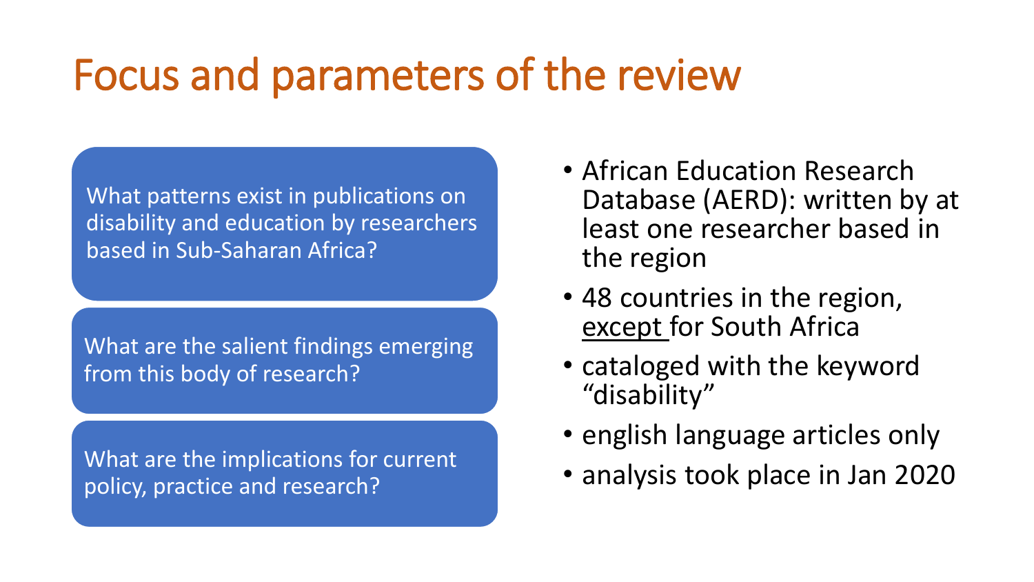# Focus and parameters of the review

What patterns exist in publications on disability and education by researchers based in Sub-Saharan Africa?

What are the salient findings emerging from this body of research?

What are the implications for current policy, practice and research?

- African Education Research Database (AERD): written by at least one researcher based in the region
- 48 countries in the region, <u>except</u> for South Africa
- cataloged with the keyword "disability"
- english language articles only
- analysis took place in Jan 2020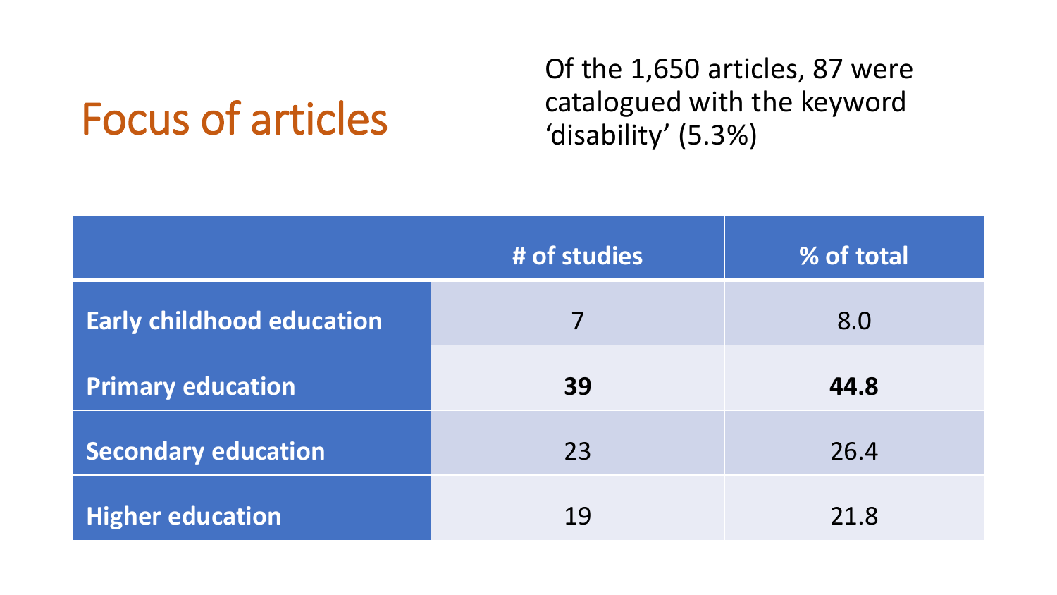# Focus of articles

Of the 1,650 articles, 87 were catalogued with the keyword 'disability' (5.3%)

| | # of studies | % of total |
|---|---|---|
| **Early childhood education** | 7 | 8.0 |
| **Primary education** | **39** | **44.8** |
| **Secondary education** | 23 | 26.4 |
| **Higher education** | 19 | 21.8 |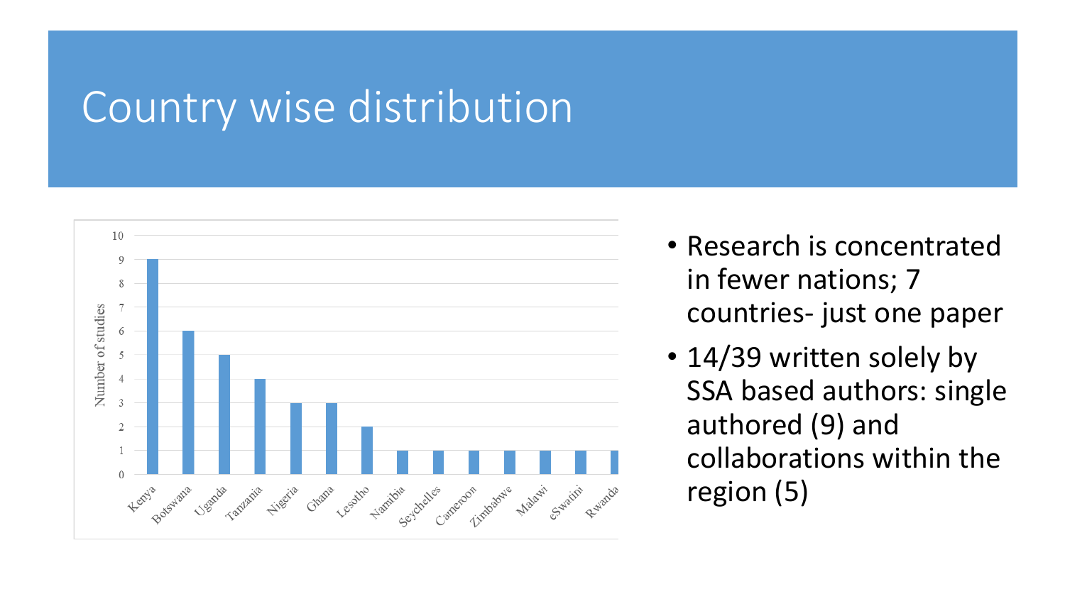# Country wise distribution

| Country | Number of studies |
|---|---|
| Kenya | 9 |
| Botswana | 6 |
| Uganda | 5 |
| Tanzania | 4 |
| Nigeria | 3 |
| Ghana | 3 |
| Lesotho | 2 |
| Namibia | 1 |
| Seychelles | 1 |
| Cameroon | 1 |
| Zimbabwe | 1 |
| Malawi | 1 |
| eSwatini | 1 |
| Rwanda | 1 |

- Research is concentrated in fewer nations; 7 countries- just one paper
- 14/39 written solely by SSA based authors: single authored (9) and collaborations within the region (5)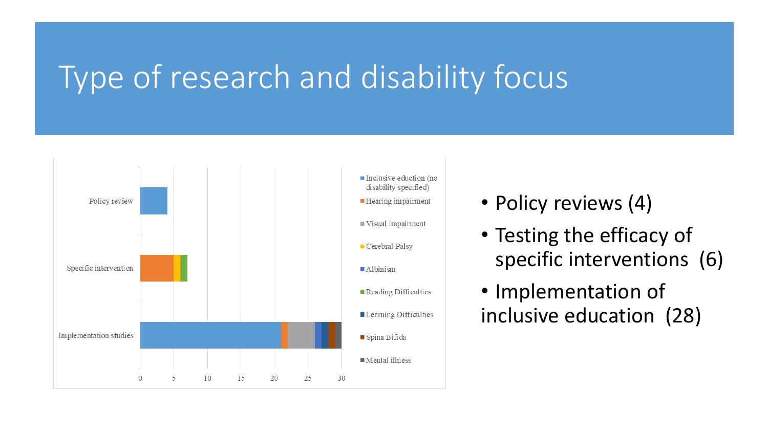# Type of research and disability focus

- Policy reviews (4)
- Testing the efficacy of specific interventions (6)
- Implementation of inclusive education (28)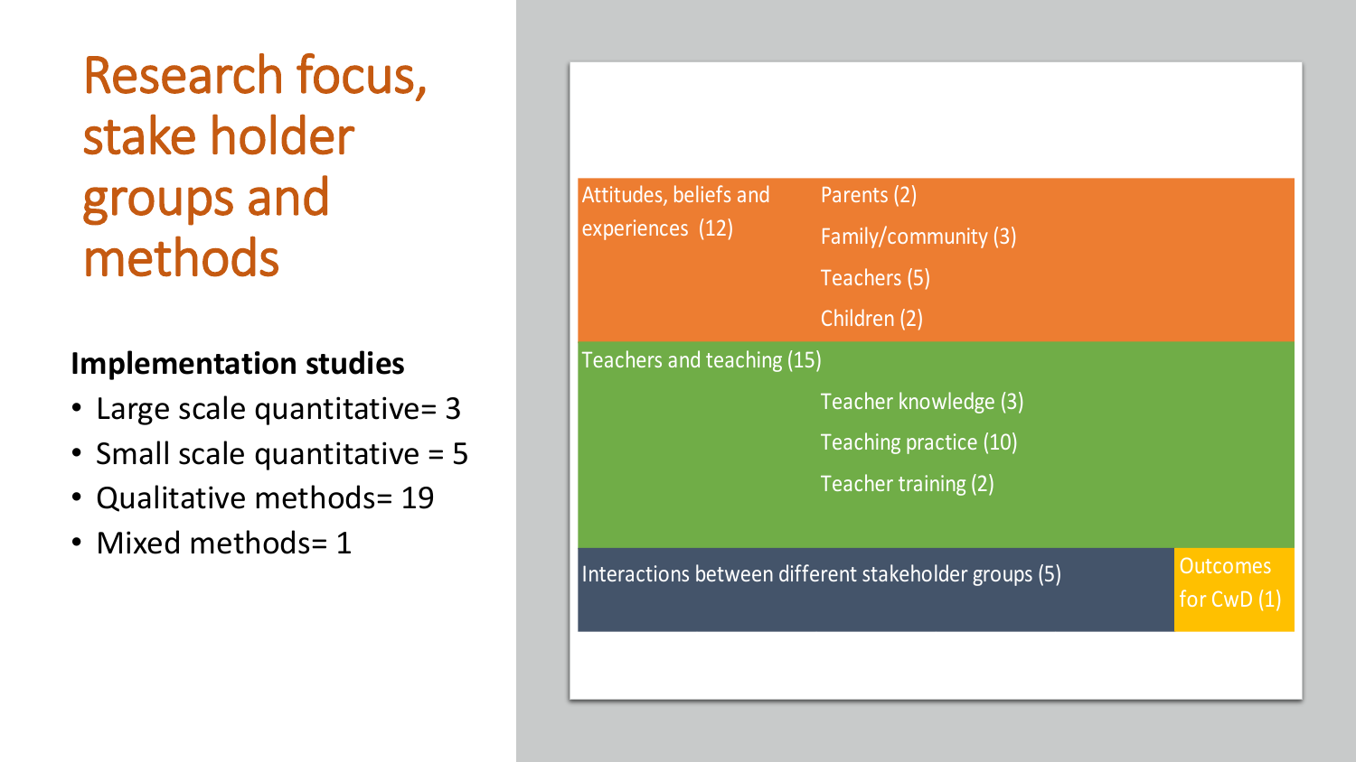# Research focus, stake holder groups and methods

**Implementation studies**

- Large scale quantitative= 3
- Small scale quantitative = 5
- Qualitative methods= 19
- Mixed methods= 1

| Research focus | Stakeholder group / subtopic |
| --- | --- |
| Attitudes, beliefs and experiences (12) | Parents (2) |
| | Family/community (3) |
| | Teachers (5) |
| | Children (2) |
| Teachers and teaching (15) | Teacher knowledge (3) |
| | Teaching practice (10) |
| | Teacher training (2) |
| Interactions between different stakeholder groups (5) | |
| Outcomes for CwD (1) | |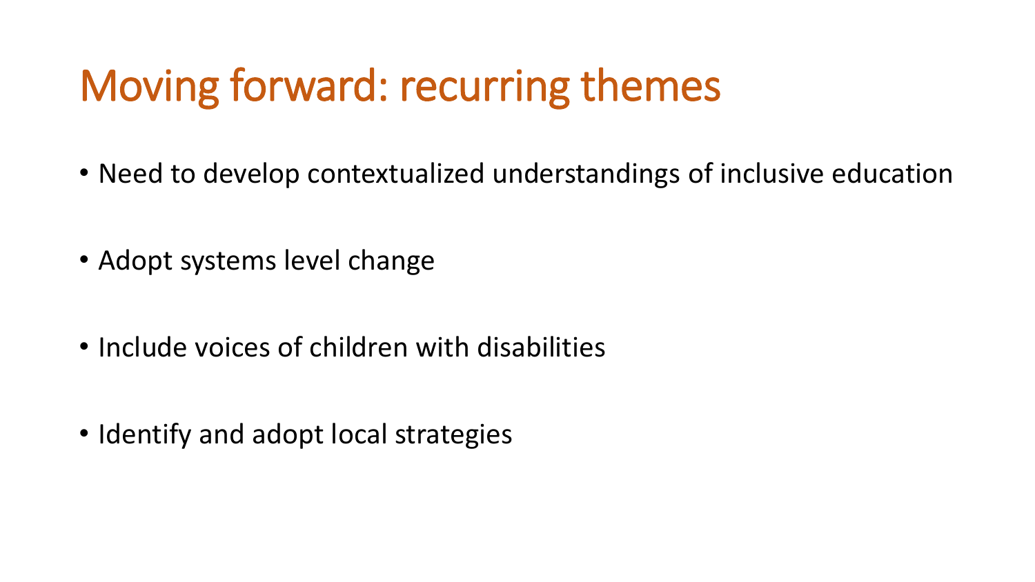# Moving forward: recurring themes

- Need to develop contextualized understandings of inclusive education
- Adopt systems level change
- Include voices of children with disabilities
- Identify and adopt local strategies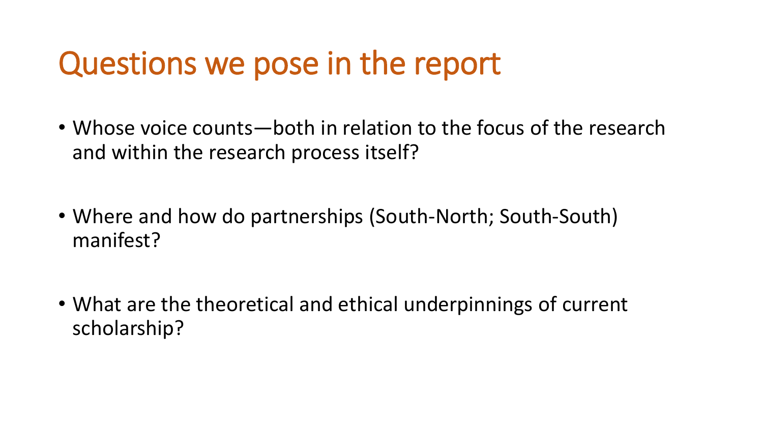# Questions we pose in the report

- Whose voice counts—both in relation to the focus of the research and within the research process itself?
- Where and how do partnerships (South-North; South-South) manifest?
- What are the theoretical and ethical underpinnings of current scholarship?